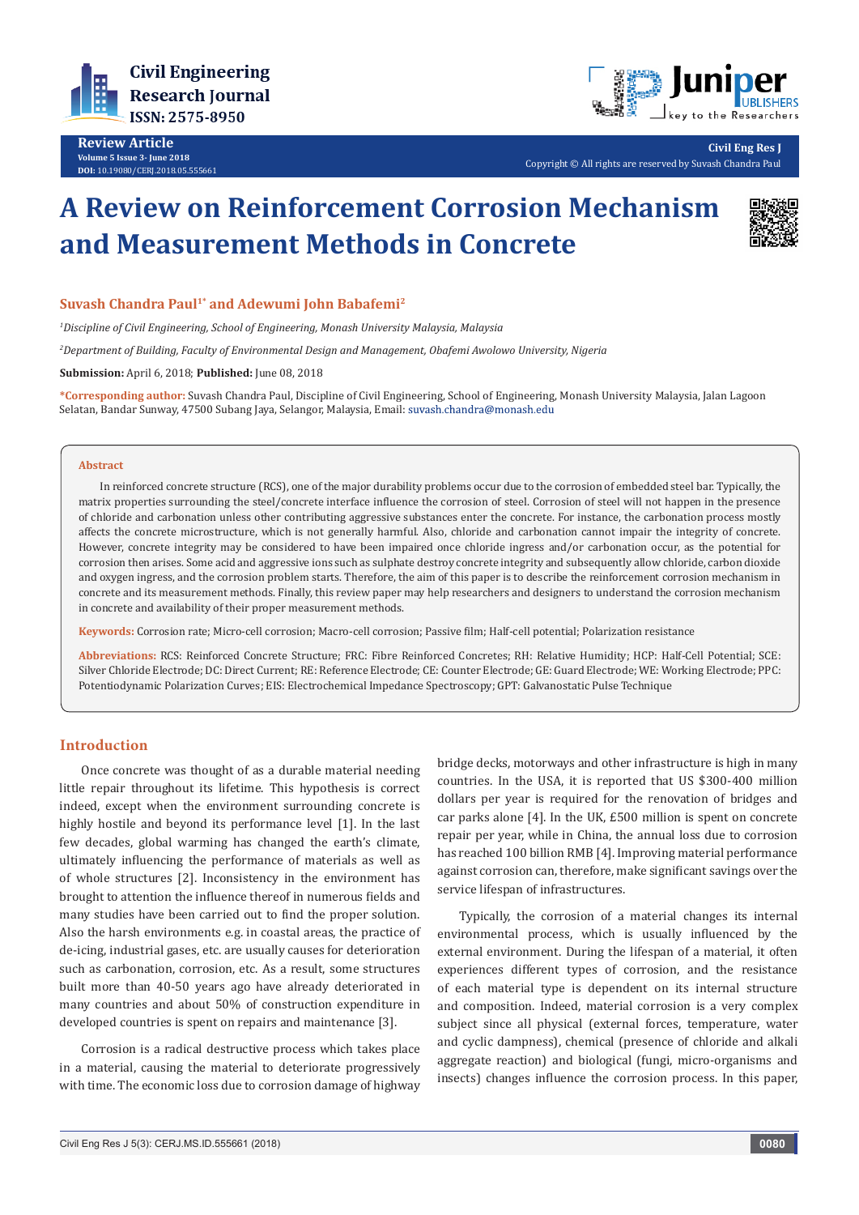Review Article
Volume 5 Issue 3- June 2018
DOI: 10.19080/CERJ.2018.05.555661

Copyright © All rights are reserved by Suvash Chandra Paul

# A Review on Reinforcement Corrosion Mechanism and Measurement Methods in Concrete

**Suvash Chandra Paul[1*] and Adewumi John Babafemi[2]**

[1]*Discipline of Civil Engineering, School of Engineering, Monash University Malaysia, Malaysia*

[2]*Department of Building, Faculty of Environmental Design and Management, Obafemi Awolowo University, Nigeria*

**Submission:** April 6, 2018; **Published:** June 08, 2018

**\*Corresponding author:** Suvash Chandra Paul, Discipline of Civil Engineering, School of Engineering, Monash University Malaysia, Jalan Lagoon Selatan, Bandar Sunway, 47500 Subang Jaya, Selangor, Malaysia, Email: suvash.chandra@monash.edu

## Abstract

In reinforced concrete structure (RCS), one of the major durability problems occur due to the corrosion of embedded steel bar. Typically, the matrix properties surrounding the steel/concrete interface influence the corrosion of steel. Corrosion of steel will not happen in the presence of chloride and carbonation unless other contributing aggressive substances enter the concrete. For instance, the carbonation process mostly affects the concrete microstructure, which is not generally harmful. Also, chloride and carbonation cannot impair the integrity of concrete. However, concrete integrity may be considered to have been impaired once chloride ingress and/or carbonation occur, as the potential for corrosion then arises. Some acid and aggressive ions such as sulphate destroy concrete integrity and subsequently allow chloride, carbon dioxide and oxygen ingress, and the corrosion problem starts. Therefore, the aim of this paper is to describe the reinforcement corrosion mechanism in concrete and its measurement methods. Finally, this review paper may help researchers and designers to understand the corrosion mechanism in concrete and availability of their proper measurement methods.

**Keywords:** Corrosion rate; Micro-cell corrosion; Macro-cell corrosion; Passive film; Half-cell potential; Polarization resistance

**Abbreviations:** RCS: Reinforced Concrete Structure; FRC: Fibre Reinforced Concretes; RH: Relative Humidity; HCP: Half-Cell Potential; SCE: Silver Chloride Electrode; DC: Direct Current; RE: Reference Electrode; CE: Counter Electrode; GE: Guard Electrode; WE: Working Electrode; PPC: Potentiodynamic Polarization Curves; EIS: Electrochemical Impedance Spectroscopy; GPT: Galvanostatic Pulse Technique

## Introduction

Once concrete was thought of as a durable material needing little repair throughout its lifetime. This hypothesis is correct indeed, except when the environment surrounding concrete is highly hostile and beyond its performance level [1]. In the last few decades, global warming has changed the earth's climate, ultimately influencing the performance of materials as well as of whole structures [2]. Inconsistency in the environment has brought to attention the influence thereof in numerous fields and many studies have been carried out to find the proper solution. Also the harsh environments e.g. in coastal areas, the practice of de-icing, industrial gases, etc. are usually causes for deterioration such as carbonation, corrosion, etc. As a result, some structures built more than 40-50 years ago have already deteriorated in many countries and about 50% of construction expenditure in developed countries is spent on repairs and maintenance [3].

Corrosion is a radical destructive process which takes place in a material, causing the material to deteriorate progressively with time. The economic loss due to corrosion damage of highway bridge decks, motorways and other infrastructure is high in many countries. In the USA, it is reported that US $300-400 million dollars per year is required for the renovation of bridges and car parks alone [4]. In the UK, £500 million is spent on concrete repair per year, while in China, the annual loss due to corrosion has reached 100 billion RMB [4]. Improving material performance against corrosion can, therefore, make significant savings over the service lifespan of infrastructures.

Typically, the corrosion of a material changes its internal environmental process, which is usually influenced by the external environment. During the lifespan of a material, it often experiences different types of corrosion, and the resistance of each material type is dependent on its internal structure and composition. Indeed, material corrosion is a very complex subject since all physical (external forces, temperature, water and cyclic dampness), chemical (presence of chloride and alkali aggregate reaction) and biological (fungi, micro-organisms and insects) changes influence the corrosion process. In this paper,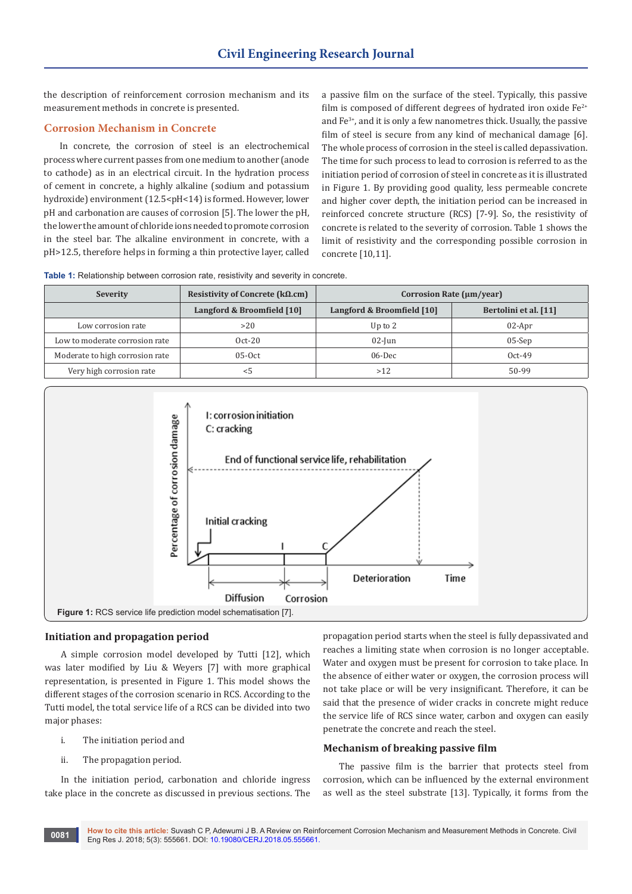the description of reinforcement corrosion mechanism and its measurement methods in concrete is presented.

## Corrosion Mechanism in Concrete

In concrete, the corrosion of steel is an electrochemical process where current passes from one medium to another (anode to cathode) as in an electrical circuit. In the hydration process of cement in concrete, a highly alkaline (sodium and potassium hydroxide) environment (12.5<pH<14) is formed. However, lower pH and carbonation are causes of corrosion [5]. The lower the pH, the lower the amount of chloride ions needed to promote corrosion in the steel bar. The alkaline environment in concrete, with a pH>12.5, therefore helps in forming a thin protective layer, called a passive film on the surface of the steel. Typically, this passive film is composed of different degrees of hydrated iron oxide $Fe^{2+}$ and $Fe^{3+}$, and it is only a few nanometres thick. Usually, the passive film of steel is secure from any kind of mechanical damage [6]. The whole process of corrosion in the steel is called depassivation. The time for such process to lead to corrosion is referred to as the initiation period of corrosion of steel in concrete as it is illustrated in Figure 1. By providing good quality, less permeable concrete and higher cover depth, the initiation period can be increased in reinforced concrete structure (RCS) [7-9]. So, the resistivity of concrete is related to the severity of corrosion. Table 1 shows the limit of resistivity and the corresponding possible corrosion in concrete [10,11].

**Table 1:** Relationship between corrosion rate, resistivity and severity in concrete.

| Severity | Resistivity of Concrete (kΩ.cm) | Corrosion Rate (µm/year) | |
|---|---|---|---|
| | Langford & Broomfield [10] | Langford & Broomfield [10] | Bertolini et al. [11] |
| Low corrosion rate | >20 | Up to 2 | 02-Apr |
| Low to moderate corrosion rate | Oct-20 | 02-Jun | 05-Sep |
| Moderate to high corrosion rate | 05-Oct | 06-Dec | Oct-49 |
| Very high corrosion rate | <5 | >12 | 50-99 |

**Figure 1:** RCS service life prediction model schematisation [7].

### Initiation and propagation period

A simple corrosion model developed by Tutti [12], which was later modified by Liu & Weyers [7] with more graphical representation, is presented in Figure 1. This model shows the different stages of the corrosion scenario in RCS. According to the Tutti model, the total service life of a RCS can be divided into two major phases:

i. The initiation period and

ii. The propagation period.

In the initiation period, carbonation and chloride ingress take place in the concrete as discussed in previous sections. The propagation period starts when the steel is fully depassivated and reaches a limiting state when corrosion is no longer acceptable. Water and oxygen must be present for corrosion to take place. In the absence of either water or oxygen, the corrosion process will not take place or will be very insignificant. Therefore, it can be said that the presence of wider cracks in concrete might reduce the service life of RCS since water, carbon and oxygen can easily penetrate the concrete and reach the steel.

### Mechanism of breaking passive film

The passive film is the barrier that protects steel from corrosion, which can be influenced by the external environment as well as the steel substrate [13]. Typically, it forms from the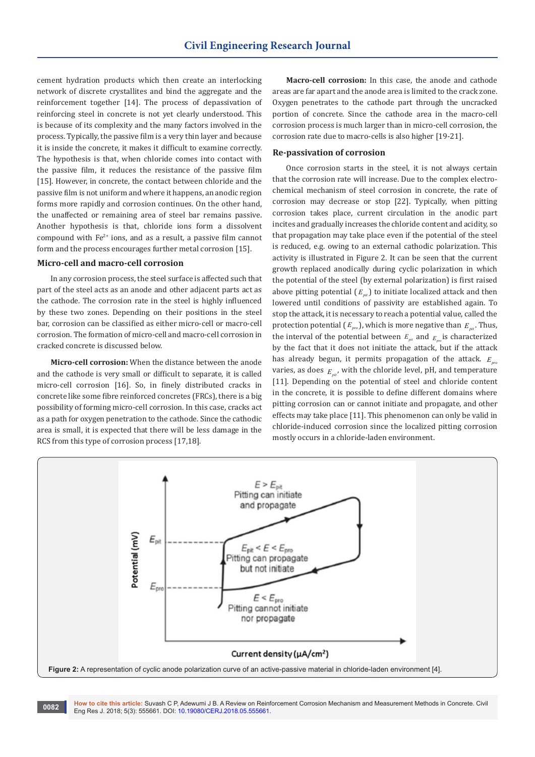cement hydration products which then create an interlocking network of discrete crystallites and bind the aggregate and the reinforcement together [14]. The process of depassivation of reinforcing steel in concrete is not yet clearly understood. This is because of its complexity and the many factors involved in the process. Typically, the passive film is a very thin layer and because it is inside the concrete, it makes it difficult to examine correctly. The hypothesis is that, when chloride comes into contact with the passive film, it reduces the resistance of the passive film [15]. However, in concrete, the contact between chloride and the passive film is not uniform and where it happens, an anodic region forms more rapidly and corrosion continues. On the other hand, the unaffected or remaining area of steel bar remains passive. Another hypothesis is that, chloride ions form a dissolvent compound with $Fe^{2+}$ ions, and as a result, a passive film cannot form and the process encourages further metal corrosion [15].

## Micro-cell and macro-cell corrosion

In any corrosion process, the steel surface is affected such that part of the steel acts as an anode and other adjacent parts act as the cathode. The corrosion rate in the steel is highly influenced by these two zones. Depending on their positions in the steel bar, corrosion can be classified as either micro-cell or macro-cell corrosion. The formation of micro-cell and macro-cell corrosion in cracked concrete is discussed below.

**Micro-cell corrosion:** When the distance between the anode and the cathode is very small or difficult to separate, it is called micro-cell corrosion [16]. So, in finely distributed cracks in concrete like some fibre reinforced concretes (FRCs), there is a big possibility of forming micro-cell corrosion. In this case, cracks act as a path for oxygen penetration to the cathode. Since the cathodic area is small, it is expected that there will be less damage in the RCS from this type of corrosion process [17,18].

**Macro-cell corrosion:** In this case, the anode and cathode areas are far apart and the anode area is limited to the crack zone. Oxygen penetrates to the cathode part through the uncracked portion of concrete. Since the cathode area in the macro-cell corrosion process is much larger than in micro-cell corrosion, the corrosion rate due to macro-cells is also higher [19-21].

## Re-passivation of corrosion

Once corrosion starts in the steel, it is not always certain that the corrosion rate will increase. Due to the complex electro-chemical mechanism of steel corrosion in concrete, the rate of corrosion may decrease or stop [22]. Typically, when pitting corrosion takes place, current circulation in the anodic part incites and gradually increases the chloride content and acidity, so that propagation may take place even if the potential of the steel is reduced, e.g. owing to an external cathodic polarization. This activity is illustrated in Figure 2. It can be seen that the current growth replaced anodically during cyclic polarization in which the potential of the steel (by external polarization) is first raised above pitting potential ($E_{pit}$) to initiate localized attack and then lowered until conditions of passivity are established again. To stop the attack, it is necessary to reach a potential value, called the protection potential ($E_{pro}$), which is more negative than $E_{pit}$. Thus, the interval of the potential between $E_{pit}$ and $E_{pro}$ is characterized by the fact that it does not initiate the attack, but if the attack has already begun, it permits propagation of the attack. $E_{pro}$ varies, as does $E_{pit}$, with the chloride level, pH, and temperature [11]. Depending on the potential of steel and chloride content in the concrete, it is possible to define different domains where pitting corrosion can or cannot initiate and propagate, and other effects may take place [11]. This phenomenon can only be valid in chloride-induced corrosion since the localized pitting corrosion mostly occurs in a chloride-laden environment.

**Figure 2:** A representation of cyclic anode polarization curve of an active-passive material in chloride-laden environment [4].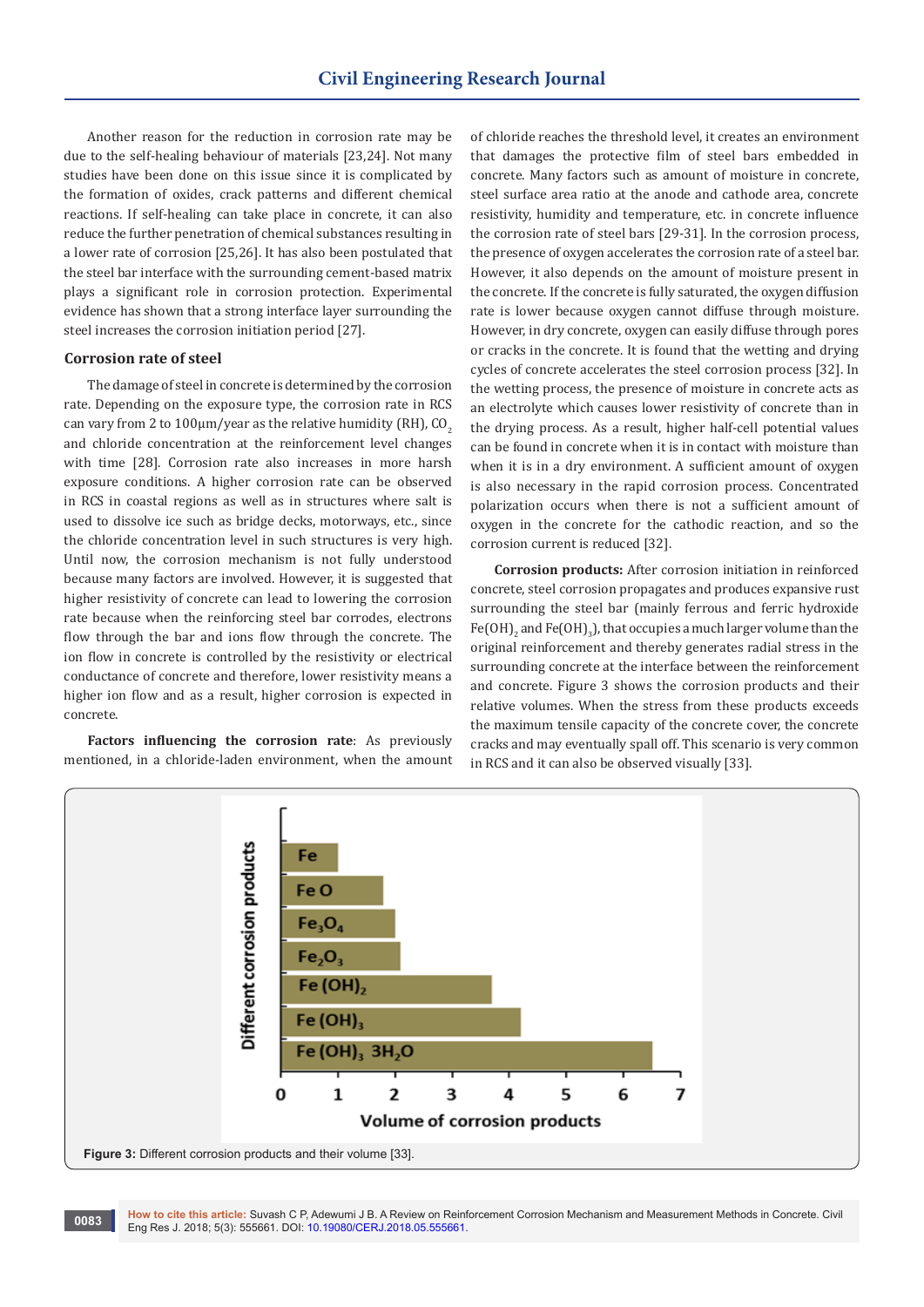Another reason for the reduction in corrosion rate may be due to the self-healing behaviour of materials [23,24]. Not many studies have been done on this issue since it is complicated by the formation of oxides, crack patterns and different chemical reactions. If self-healing can take place in concrete, it can also reduce the further penetration of chemical substances resulting in a lower rate of corrosion [25,26]. It has also been postulated that the steel bar interface with the surrounding cement-based matrix plays a significant role in corrosion protection. Experimental evidence has shown that a strong interface layer surrounding the steel increases the corrosion initiation period [27].

### Corrosion rate of steel

The damage of steel in concrete is determined by the corrosion rate. Depending on the exposure type, the corrosion rate in RCS can vary from 2 to 100μm/year as the relative humidity (RH), $CO_2$ and chloride concentration at the reinforcement level changes with time [28]. Corrosion rate also increases in more harsh exposure conditions. A higher corrosion rate can be observed in RCS in coastal regions as well as in structures where salt is used to dissolve ice such as bridge decks, motorways, etc., since the chloride concentration level in such structures is very high. Until now, the corrosion mechanism is not fully understood because many factors are involved. However, it is suggested that higher resistivity of concrete can lead to lowering the corrosion rate because when the reinforcing steel bar corrodes, electrons flow through the bar and ions flow through the concrete. The ion flow in concrete is controlled by the resistivity or electrical conductance of concrete and therefore, lower resistivity means a higher ion flow and as a result, higher corrosion is expected in concrete.

**Factors influencing the corrosion rate**: As previously mentioned, in a chloride-laden environment, when the amount of chloride reaches the threshold level, it creates an environment that damages the protective film of steel bars embedded in concrete. Many factors such as amount of moisture in concrete, steel surface area ratio at the anode and cathode area, concrete resistivity, humidity and temperature, etc. in concrete influence the corrosion rate of steel bars [29-31]. In the corrosion process, the presence of oxygen accelerates the corrosion rate of a steel bar. However, it also depends on the amount of moisture present in the concrete. If the concrete is fully saturated, the oxygen diffusion rate is lower because oxygen cannot diffuse through moisture. However, in dry concrete, oxygen can easily diffuse through pores or cracks in the concrete. It is found that the wetting and drying cycles of concrete accelerates the steel corrosion process [32]. In the wetting process, the presence of moisture in concrete acts as an electrolyte which causes lower resistivity of concrete than in the drying process. As a result, higher half-cell potential values can be found in concrete when it is in contact with moisture than when it is in a dry environment. A sufficient amount of oxygen is also necessary in the rapid corrosion process. Concentrated polarization occurs when there is not a sufficient amount of oxygen in the concrete for the cathodic reaction, and so the corrosion current is reduced [32].

**Corrosion products:** After corrosion initiation in reinforced concrete, steel corrosion propagates and produces expansive rust surrounding the steel bar (mainly ferrous and ferric hydroxide $Fe(OH)_2$ and $Fe(OH)_3$), that occupies a much larger volume than the original reinforcement and thereby generates radial stress in the surrounding concrete at the interface between the reinforcement and concrete. Figure 3 shows the corrosion products and their relative volumes. When the stress from these products exceeds the maximum tensile capacity of the concrete cover, the concrete cracks and may eventually spall off. This scenario is very common in RCS and it can also be observed visually [33].

**Figure 3:** Different corrosion products and their volume [33].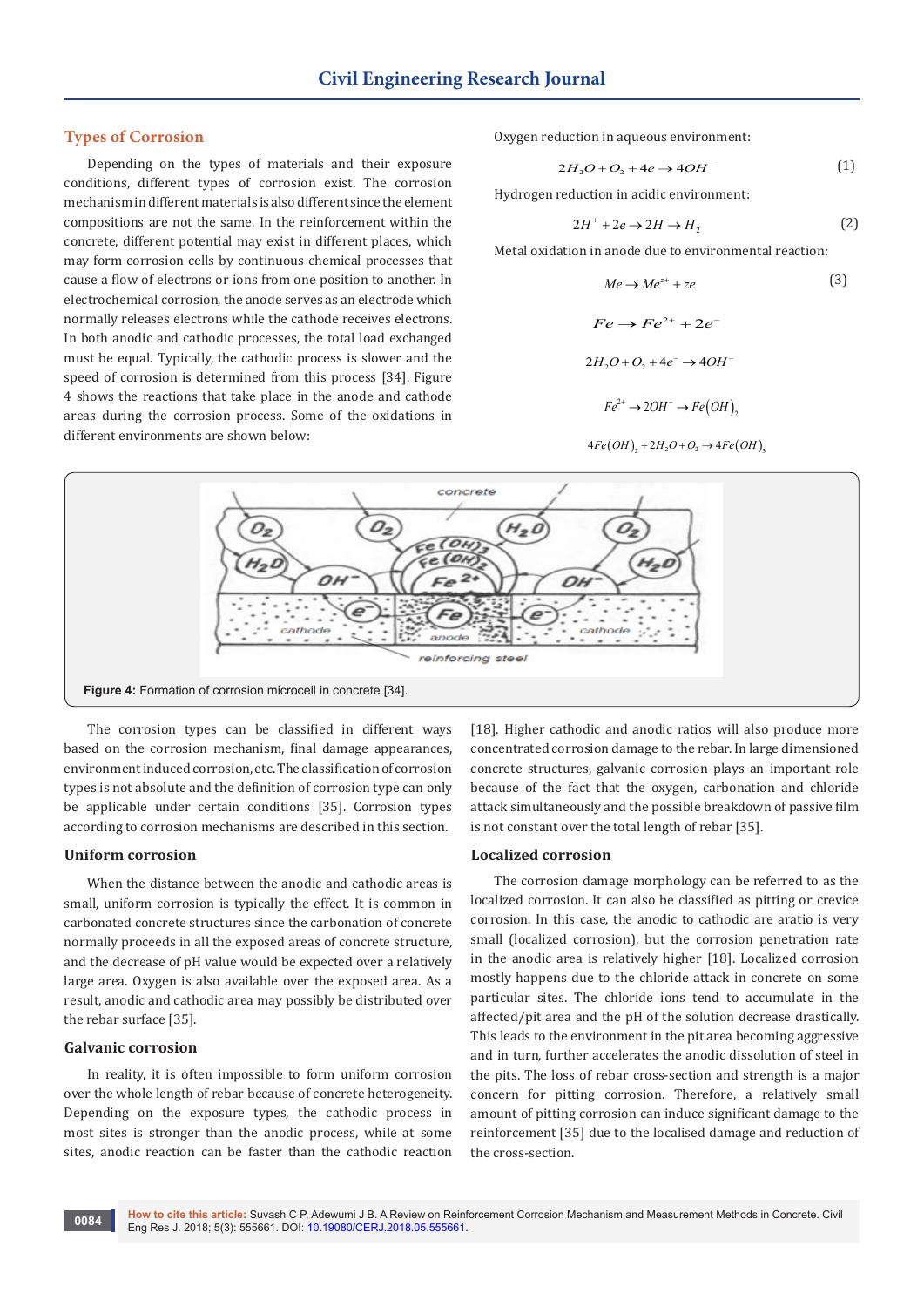## Types of Corrosion

Depending on the types of materials and their exposure conditions, different types of corrosion exist. The corrosion mechanism in different materials is also different since the element compositions are not the same. In the reinforcement within the concrete, different potential may exist in different places, which may form corrosion cells by continuous chemical processes that cause a flow of electrons or ions from one position to another. In electrochemical corrosion, the anode serves as an electrode which normally releases electrons while the cathode receives electrons. In both anodic and cathodic processes, the total load exchanged must be equal. Typically, the cathodic process is slower and the speed of corrosion is determined from this process [34]. Figure 4 shows the reactions that take place in the anode and cathode areas during the corrosion process. Some of the oxidations in different environments are shown below:

Oxygen reduction in aqueous environment:

$$2H_2O + O_2 + 4e \rightarrow 4OH^- \tag{1}$$

Hydrogen reduction in acidic environment:

$$2H^+ + 2e \rightarrow 2H \rightarrow H_2 \tag{2}$$

Metal oxidation in anode due to environmental reaction:

$$Me \rightarrow Me^{z+} + ze \tag{3}$$

$$Fe \rightarrow Fe^{2+} + 2e^-$$

$$2H_2O + O_2 + 4e^- \rightarrow 4OH^-$$

$$Fe^{2+} \rightarrow 2OH^- \rightarrow Fe(OH)_2$$

$$4Fe(OH)_2 + 2H_2O + O_2 \rightarrow 4Fe(OH)_3$$

**Figure 4:** Formation of corrosion microcell in concrete [34].

The corrosion types can be classified in different ways based on the corrosion mechanism, final damage appearances, environment induced corrosion, etc. The classification of corrosion types is not absolute and the definition of corrosion type can only be applicable under certain conditions [35]. Corrosion types according to corrosion mechanisms are described in this section.

### Uniform corrosion

When the distance between the anodic and cathodic areas is small, uniform corrosion is typically the effect. It is common in carbonated concrete structures since the carbonation of concrete normally proceeds in all the exposed areas of concrete structure, and the decrease of pH value would be expected over a relatively large area. Oxygen is also available over the exposed area. As a result, anodic and cathodic area may possibly be distributed over the rebar surface [35].

### Galvanic corrosion

In reality, it is often impossible to form uniform corrosion over the whole length of rebar because of concrete heterogeneity. Depending on the exposure types, the cathodic process in most sites is stronger than the anodic process, while at some sites, anodic reaction can be faster than the cathodic reaction [18]. Higher cathodic and anodic ratios will also produce more concentrated corrosion damage to the rebar. In large dimensioned concrete structures, galvanic corrosion plays an important role because of the fact that the oxygen, carbonation and chloride attack simultaneously and the possible breakdown of passive film is not constant over the total length of rebar [35].

### Localized corrosion

The corrosion damage morphology can be referred to as the localized corrosion. It can also be classified as pitting or crevice corrosion. In this case, the anodic to cathodic are aratio is very small (localized corrosion), but the corrosion penetration rate in the anodic area is relatively higher [18]. Localized corrosion mostly happens due to the chloride attack in concrete on some particular sites. The chloride ions tend to accumulate in the affected/pit area and the pH of the solution decrease drastically. This leads to the environment in the pit area becoming aggressive and in turn, further accelerates the anodic dissolution of steel in the pits. The loss of rebar cross-section and strength is a major concern for pitting corrosion. Therefore, a relatively small amount of pitting corrosion can induce significant damage to the reinforcement [35] due to the localised damage and reduction of the cross-section.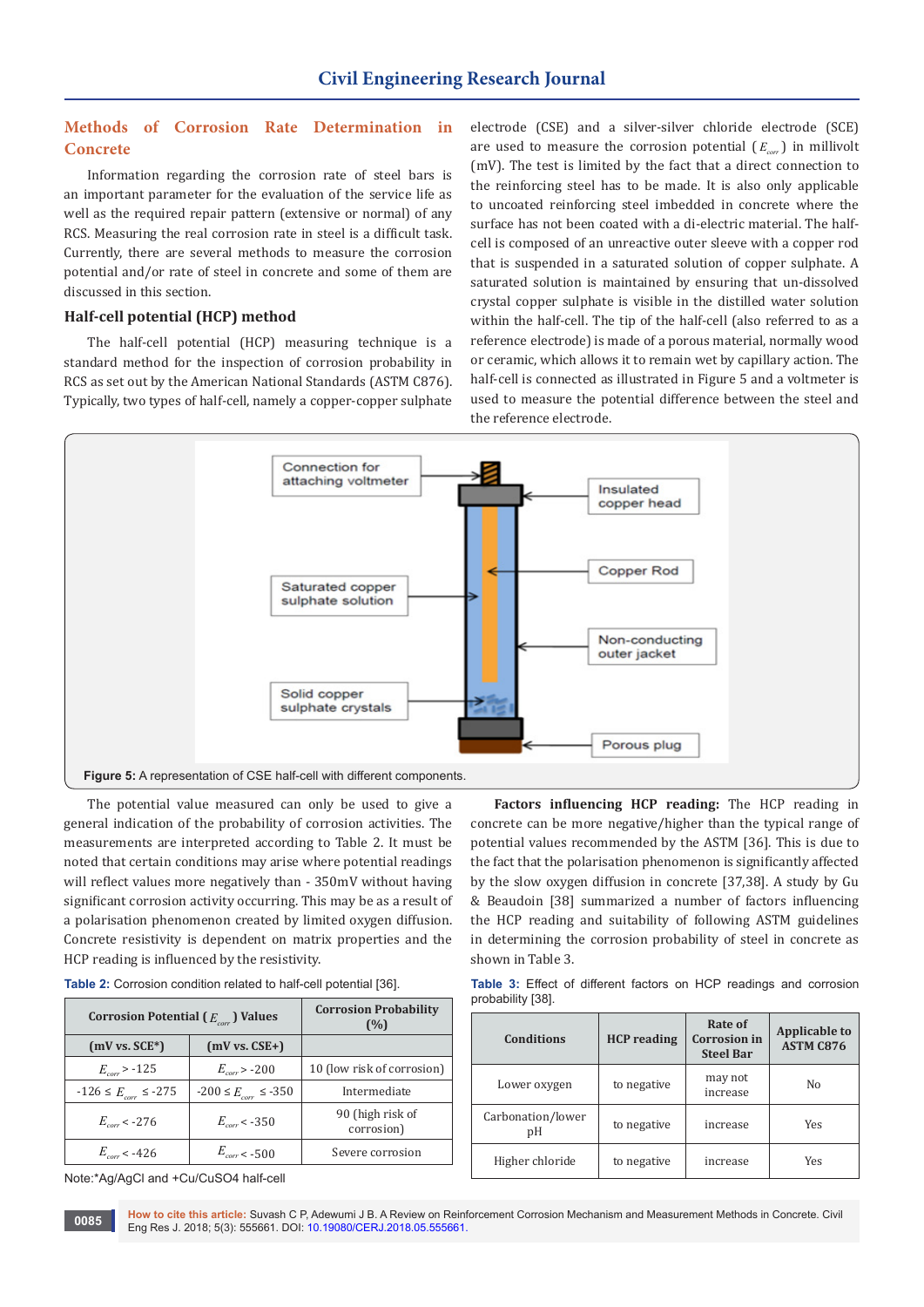## Methods of Corrosion Rate Determination in Concrete

Information regarding the corrosion rate of steel bars is an important parameter for the evaluation of the service life as well as the required repair pattern (extensive or normal) of any RCS. Measuring the real corrosion rate in steel is a difficult task. Currently, there are several methods to measure the corrosion potential and/or rate of steel in concrete and some of them are discussed in this section.

### Half-cell potential (HCP) method

The half-cell potential (HCP) measuring technique is a standard method for the inspection of corrosion probability in RCS as set out by the American National Standards (ASTM C876). Typically, two types of half-cell, namely a copper-copper sulphate electrode (CSE) and a silver-silver chloride electrode (SCE) are used to measure the corrosion potential ( $E_{corr}$ ) in millivolt (mV). The test is limited by the fact that a direct connection to the reinforcing steel has to be made. It is also only applicable to uncoated reinforcing steel imbedded in concrete where the surface has not been coated with a di-electric material. The half-cell is composed of an unreactive outer sleeve with a copper rod that is suspended in a saturated solution of copper sulphate. A saturated solution is maintained by ensuring that un-dissolved crystal copper sulphate is visible in the distilled water solution within the half-cell. The tip of the half-cell (also referred to as a reference electrode) is made of a porous material, normally wood or ceramic, which allows it to remain wet by capillary action. The half-cell is connected as illustrated in Figure 5 and a voltmeter is used to measure the potential difference between the steel and the reference electrode.

Connection for attaching voltmeter

Insulated copper head

Copper Rod

Saturated copper sulphate solution

Non-conducting outer jacket

Solid copper sulphate crystals

Porous plug

**Figure 5:** A representation of CSE half-cell with different components.

The potential value measured can only be used to give a general indication of the probability of corrosion activities. The measurements are interpreted according to Table 2. It must be noted that certain conditions may arise where potential readings will reflect values more negatively than - 350mV without having significant corrosion activity occurring. This may be as a result of a polarisation phenomenon created by limited oxygen diffusion. Concrete resistivity is dependent on matrix properties and the HCP reading is influenced by the resistivity.

**Table 2:** Corrosion condition related to half-cell potential [36].

| Corrosion Potential ( $E_{corr}$ ) Values | | Corrosion Probability (%) |
|---|---|---|
| (mV vs. SCE*) | (mV vs. CSE+) | |
| $E_{corr}$ > -125 | $E_{corr}$ > -200 | 10 (low risk of corrosion) |
| -126 ≤ $E_{corr}$ ≤ -275 | -200 ≤ $E_{corr}$ ≤ -350 | Intermediate |
| $E_{corr}$ < -276 | $E_{corr}$ < -350 | 90 (high risk of corrosion) |
| $E_{corr}$ < -426 | $E_{corr}$ < -500 | Severe corrosion |

Note:*Ag/AgCl and +Cu/CuSO4 half-cell

**Factors influencing HCP reading:** The HCP reading in concrete can be more negative/higher than the typical range of potential values recommended by the ASTM [36]. This is due to the fact that the polarisation phenomenon is significantly affected by the slow oxygen diffusion in concrete [37,38]. A study by Gu & Beaudoin [38] summarized a number of factors influencing the HCP reading and suitability of following ASTM guidelines in determining the corrosion probability of steel in concrete as shown in Table 3.

**Table 3:** Effect of different factors on HCP readings and corrosion probability [38].

| Conditions | HCP reading | Rate of Corrosion in Steel Bar | Applicable to ASTM C876 |
|---|---|---|---|
| Lower oxygen | to negative | may not increase | No |
| Carbonation/lower pH | to negative | increase | Yes |
| Higher chloride | to negative | increase | Yes |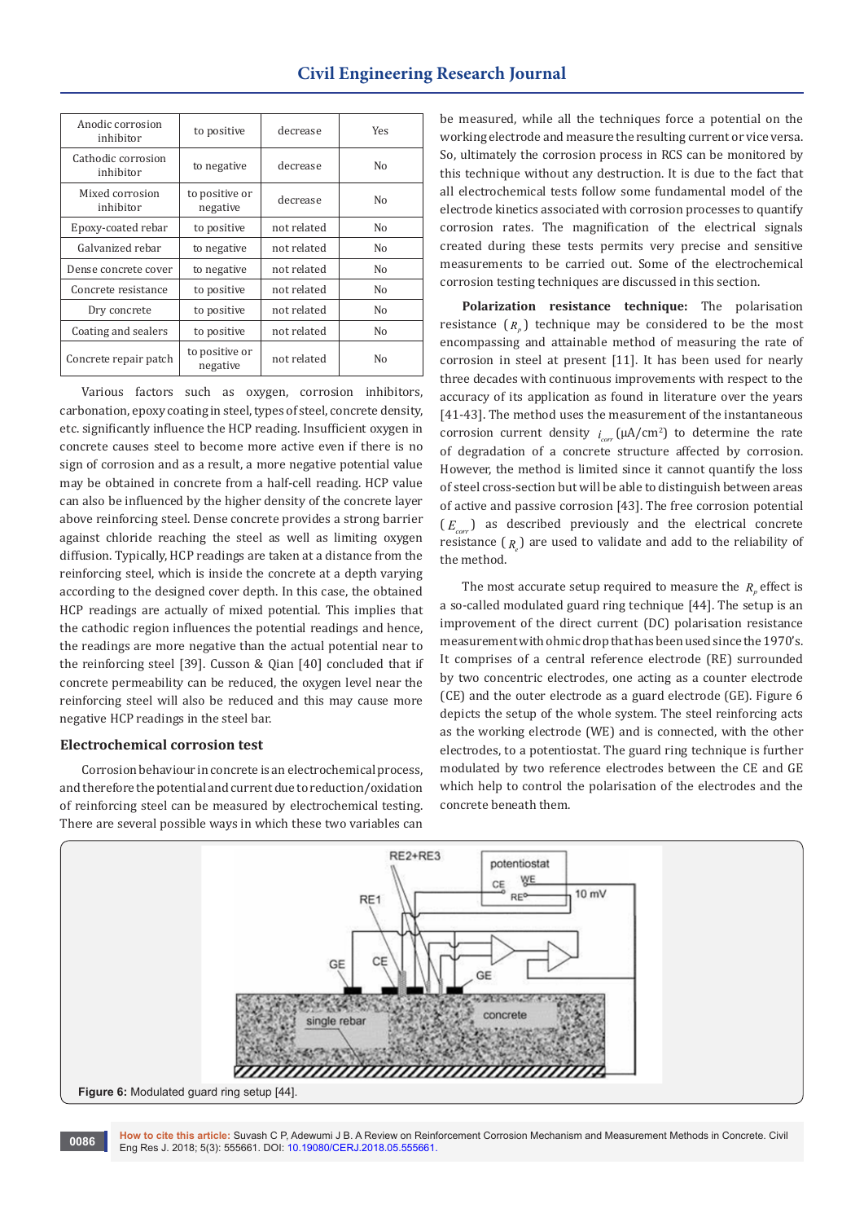| Anodic corrosion inhibitor | to positive | decrease | Yes |
|---|---|---|---|
| Cathodic corrosion inhibitor | to negative | decrease | No |
| Mixed corrosion inhibitor | to positive or negative | decrease | No |
| Epoxy-coated rebar | to positive | not related | No |
| Galvanized rebar | to negative | not related | No |
| Dense concrete cover | to negative | not related | No |
| Concrete resistance | to positive | not related | No |
| Dry concrete | to positive | not related | No |
| Coating and sealers | to positive | not related | No |
| Concrete repair patch | to positive or negative | not related | No |

Various factors such as oxygen, corrosion inhibitors, carbonation, epoxy coating in steel, types of steel, concrete density, etc. significantly influence the HCP reading. Insufficient oxygen in concrete causes steel to become more active even if there is no sign of corrosion and as a result, a more negative potential value may be obtained in concrete from a half-cell reading. HCP value can also be influenced by the higher density of the concrete layer above reinforcing steel. Dense concrete provides a strong barrier against chloride reaching the steel as well as limiting oxygen diffusion. Typically, HCP readings are taken at a distance from the reinforcing steel, which is inside the concrete at a depth varying according to the designed cover depth. In this case, the obtained HCP readings are actually of mixed potential. This implies that the cathodic region influences the potential readings and hence, the readings are more negative than the actual potential near to the reinforcing steel [39]. Cusson & Qian [40] concluded that if concrete permeability can be reduced, the oxygen level near the reinforcing steel will also be reduced and this may cause more negative HCP readings in the steel bar.

## Electrochemical corrosion test

Corrosion behaviour in concrete is an electrochemical process, and therefore the potential and current due to reduction/oxidation of reinforcing steel can be measured by electrochemical testing. There are several possible ways in which these two variables can be measured, while all the techniques force a potential on the working electrode and measure the resulting current or vice versa. So, ultimately the corrosion process in RCS can be monitored by this technique without any destruction. It is due to the fact that all electrochemical tests follow some fundamental model of the electrode kinetics associated with corrosion processes to quantify corrosion rates. The magnification of the electrical signals created during these tests permits very precise and sensitive measurements to be carried out. Some of the electrochemical corrosion testing techniques are discussed in this section.

**Polarization resistance technique:** The polarisation resistance ($R_p$) technique may be considered to be the most encompassing and attainable method of measuring the rate of corrosion in steel at present [11]. It has been used for nearly three decades with continuous improvements with respect to the accuracy of its application as found in literature over the years [41-43]. The method uses the measurement of the instantaneous corrosion current density $i_{corr}$ (μA/cm$^2$) to determine the rate of degradation of a concrete structure affected by corrosion. However, the method is limited since it cannot quantify the loss of steel cross-section but will be able to distinguish between areas of active and passive corrosion [43]. The free corrosion potential ($E_{corr}$) as described previously and the electrical concrete resistance ($R_e$) are used to validate and add to the reliability of the method.

The most accurate setup required to measure the $R_p$ effect is a so-called modulated guard ring technique [44]. The setup is an improvement of the direct current (DC) polarisation resistance measurement with ohmic drop that has been used since the 1970's. It comprises of a central reference electrode (RE) surrounded by two concentric electrodes, one acting as a counter electrode (CE) and the outer electrode as a guard electrode (GE). Figure 6 depicts the setup of the whole system. The steel reinforcing acts as the working electrode (WE) and is connected, with the other electrodes, to a potentiostat. The guard ring technique is further modulated by two reference electrodes between the CE and GE which help to control the polarisation of the electrodes and the concrete beneath them.

**Figure 6:** Modulated guard ring setup [44].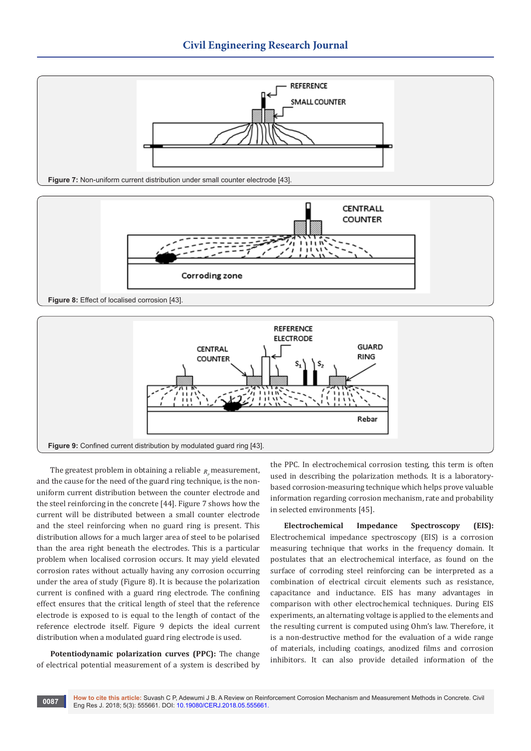Figure 7: Non-uniform current distribution under small counter electrode [43].

Figure 8: Effect of localised corrosion [43].

Figure 9: Confined current distribution by modulated guard ring [43].

The greatest problem in obtaining a reliable $R_p$ measurement, and the cause for the need of the guard ring technique, is the non-uniform current distribution between the counter electrode and the steel reinforcing in the concrete [44]. Figure 7 shows how the current will be distributed between a small counter electrode and the steel reinforcing when no guard ring is present. This distribution allows for a much larger area of steel to be polarised than the area right beneath the electrodes. This is a particular problem when localised corrosion occurs. It may yield elevated corrosion rates without actually having any corrosion occurring under the area of study (Figure 8). It is because the polarization current is confined with a guard ring electrode. The confining effect ensures that the critical length of steel that the reference electrode is exposed to is equal to the length of contact of the reference electrode itself. Figure 9 depicts the ideal current distribution when a modulated guard ring electrode is used.

**Potentiodynamic polarization curves (PPC):** The change of electrical potential measurement of a system is described by the PPC. In electrochemical corrosion testing, this term is often used in describing the polarization methods. It is a laboratory-based corrosion-measuring technique which helps prove valuable information regarding corrosion mechanism, rate and probability in selected environments [45].

**Electrochemical Impedance Spectroscopy (EIS):** Electrochemical impedance spectroscopy (EIS) is a corrosion measuring technique that works in the frequency domain. It postulates that an electrochemical interface, as found on the surface of corroding steel reinforcing can be interpreted as a combination of electrical circuit elements such as resistance, capacitance and inductance. EIS has many advantages in comparison with other electrochemical techniques. During EIS experiments, an alternating voltage is applied to the elements and the resulting current is computed using Ohm's law. Therefore, it is a non-destructive method for the evaluation of a wide range of materials, including coatings, anodized films and corrosion inhibitors. It can also provide detailed information of the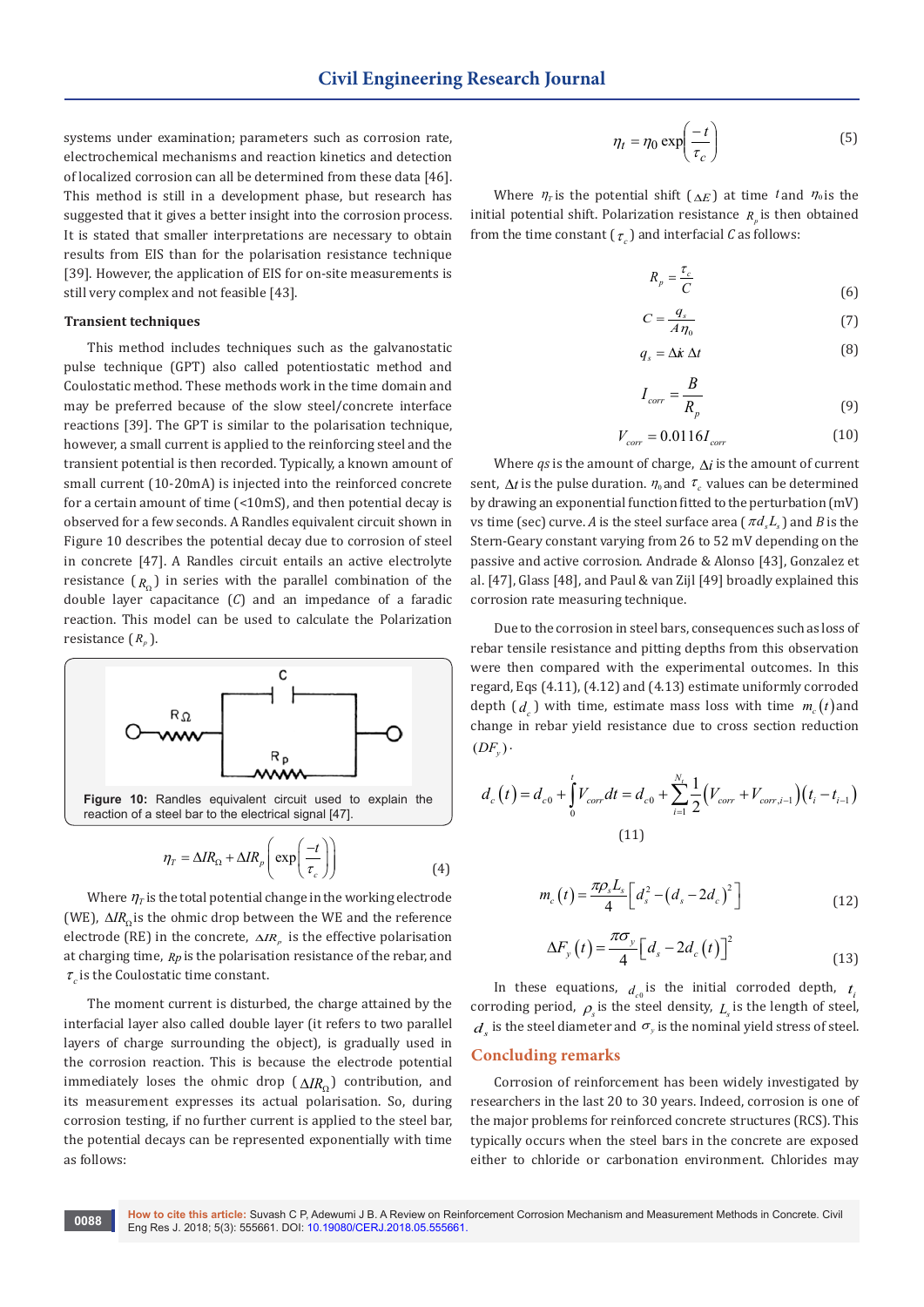systems under examination; parameters such as corrosion rate, electrochemical mechanisms and reaction kinetics and detection of localized corrosion can all be determined from these data [46]. This method is still in a development phase, but research has suggested that it gives a better insight into the corrosion process. It is stated that smaller interpretations are necessary to obtain results from EIS than for the polarisation resistance technique [39]. However, the application of EIS for on-site measurements is still very complex and not feasible [43].

### Transient techniques

This method includes techniques such as the galvanostatic pulse technique (GPT) also called potentiostatic method and Coulostatic method. These methods work in the time domain and may be preferred because of the slow steel/concrete interface reactions [39]. The GPT is similar to the polarisation technique, however, a small current is applied to the reinforcing steel and the transient potential is then recorded. Typically, a known amount of small current (10-20mA) is injected into the reinforced concrete for a certain amount of time (<10mS), and then potential decay is observed for a few seconds. A Randles equivalent circuit shown in Figure 10 describes the potential decay due to corrosion of steel in concrete [47]. A Randles circuit entails an active electrolyte resistance ($R_{\Omega}$) in series with the parallel combination of the double layer capacitance ($C$) and an impedance of a faradic reaction. This model can be used to calculate the Polarization resistance ($R_p$).

**Figure 10:** Randles equivalent circuit used to explain the reaction of a steel bar to the electrical signal [47].

$$\eta_T = \Delta IR_{\Omega} + \Delta IR_p \left( \exp\left( \frac{-t}{\tau_c} \right) \right) \quad (4)$$

Where $\eta_T$ is the total potential change in the working electrode (WE), $\Delta IR_{\Omega}$ is the ohmic drop between the WE and the reference electrode (RE) in the concrete, $\Delta IR_p$ is the effective polarisation at charging time, $Rp$ is the polarisation resistance of the rebar, and $\tau_c$ is the Coulostatic time constant.

The moment current is disturbed, the charge attained by the interfacial layer also called double layer (it refers to two parallel layers of charge surrounding the object), is gradually used in the corrosion reaction. This is because the electrode potential immediately loses the ohmic drop ($\Delta IR_{\Omega}$) contribution, and its measurement expresses its actual polarisation. So, during corrosion testing, if no further current is applied to the steel bar, the potential decays can be represented exponentially with time as follows:

$$\eta_t = \eta_0 \exp\left( \frac{-t}{\tau_c} \right) \quad (5)$$

Where $\eta_t$ is the potential shift ($\Delta E$) at time $t$ and $\eta_0$ is the initial potential shift. Polarization resistance $R_p$ is then obtained from the time constant ($\tau_c$) and interfacial $C$ as follows:

$$R_p = \frac{\tau_c}{C} \quad (6)$$

$$C = \frac{q_s}{A\eta_0} \quad (7)$$

$$q_s = \Delta i \, \Delta t \quad (8)$$

$$I_{corr} = \frac{B}{R_p} \quad (9)$$

$$V_{corr} = 0.0116 I_{corr} \quad (10)$$

Where $qs$ is the amount of charge, $\Delta i$ is the amount of current sent, $\Delta t$ is the pulse duration. $\eta_0$ and $\tau_c$ values can be determined by drawing an exponential function fitted to the perturbation (mV) vs time (sec) curve. $A$ is the steel surface area ($\pi d_s L_s$) and $B$ is the Stern-Geary constant varying from 26 to 52 mV depending on the passive and active corrosion. Andrade & Alonso [43], Gonzalez et al. [47], Glass [48], and Paul & van Zijl [49] broadly explained this corrosion rate measuring technique.

Due to the corrosion in steel bars, consequences such as loss of rebar tensile resistance and pitting depths from this observation were then compared with the experimental outcomes. In this regard, Eqs (4.11), (4.12) and (4.13) estimate uniformly corroded depth ($d_c$) with time, estimate mass loss with time $m_c(t)$ and change in rebar yield resistance due to cross section reduction ($DF_y$).

$$d_c(t) = d_{c0} + \int_0^t V_{corr} dt = d_{c0} + \sum_{i=1}^{N_t} \frac{1}{2} \left( V_{corr} + V_{corr,i-1} \right) \left( t_i - t_{i-1} \right) \quad (11)$$

$$m_c(t) = \frac{\pi \rho_s L_s}{4} \left[ d_s^2 - \left( d_s - 2d_c \right)^2 \right] \quad (12)$$

$$\Delta F_y(t) = \frac{\pi \sigma_y}{4} \left[ d_s - 2d_c(t) \right]^2 \quad (13)$$

In these equations, $d_{c0}$ is the initial corroded depth, $t_i$ corroding period, $\rho_s$ is the steel density, $L_s$ is the length of steel, $d_s$ is the steel diameter and $\sigma_y$ is the nominal yield stress of steel.

## Concluding remarks

Corrosion of reinforcement has been widely investigated by researchers in the last 20 to 30 years. Indeed, corrosion is one of the major problems for reinforced concrete structures (RCS). This typically occurs when the steel bars in the concrete are exposed either to chloride or carbonation environment. Chlorides may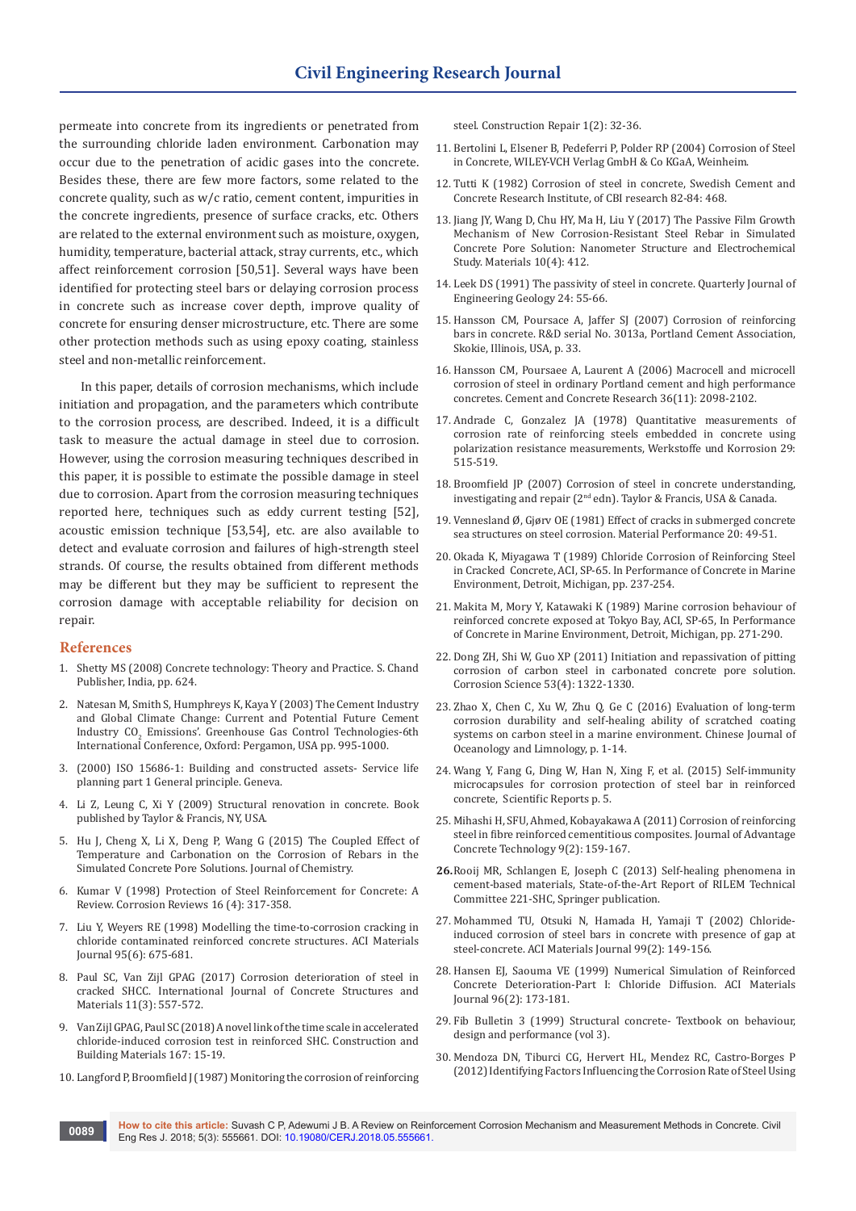permeate into concrete from its ingredients or penetrated from the surrounding chloride laden environment. Carbonation may occur due to the penetration of acidic gases into the concrete. Besides these, there are few more factors, some related to the concrete quality, such as w/c ratio, cement content, impurities in the concrete ingredients, presence of surface cracks, etc. Others are related to the external environment such as moisture, oxygen, humidity, temperature, bacterial attack, stray currents, etc., which affect reinforcement corrosion [50,51]. Several ways have been identified for protecting steel bars or delaying corrosion process in concrete such as increase cover depth, improve quality of concrete for ensuring denser microstructure, etc. There are some other protection methods such as using epoxy coating, stainless steel and non-metallic reinforcement.

In this paper, details of corrosion mechanisms, which include initiation and propagation, and the parameters which contribute to the corrosion process, are described. Indeed, it is a difficult task to measure the actual damage in steel due to corrosion. However, using the corrosion measuring techniques described in this paper, it is possible to estimate the possible damage in steel due to corrosion. Apart from the corrosion measuring techniques reported here, techniques such as eddy current testing [52], acoustic emission technique [53,54], etc. are also available to detect and evaluate corrosion and failures of high-strength steel strands. Of course, the results obtained from different methods may be different but they may be sufficient to represent the corrosion damage with acceptable reliability for decision on repair.

## References

1. Shetty MS (2008) Concrete technology: Theory and Practice. S. Chand Publisher, India, pp. 624.
2. Natesan M, Smith S, Humphreys K, Kaya Y (2003) The Cement Industry and Global Climate Change: Current and Potential Future Cement Industry $CO_2$ Emissions'. Greenhouse Gas Control Technologies-6th International Conference, Oxford: Pergamon, USA pp. 995-1000.
3. (2000) ISO 15686-1: Building and constructed assets- Service life planning part 1 General principle. Geneva.
4. Li Z, Leung C, Xi Y (2009) Structural renovation in concrete. Book published by Taylor & Francis, NY, USA.
5. Hu J, Cheng X, Li X, Deng P, Wang G (2015) The Coupled Effect of Temperature and Carbonation on the Corrosion of Rebars in the Simulated Concrete Pore Solutions. Journal of Chemistry.
6. Kumar V (1998) Protection of Steel Reinforcement for Concrete: A Review. Corrosion Reviews 16 (4): 317-358.
7. Liu Y, Weyers RE (1998) Modelling the time-to-corrosion cracking in chloride contaminated reinforced concrete structures. ACI Materials Journal 95(6): 675-681.
8. Paul SC, Van Zijl GPAG (2017) Corrosion deterioration of steel in cracked SHCC. International Journal of Concrete Structures and Materials 11(3): 557-572.
9. Van Zijl GPAG, Paul SC (2018) A novel link of the time scale in accelerated chloride-induced corrosion test in reinforced SHC. Construction and Building Materials 167: 15-19.
10. Langford P, Broomfield J (1987) Monitoring the corrosion of reinforcing steel. Construction Repair 1(2): 32-36.
11. Bertolini L, Elsener B, Pedeferri P, Polder RP (2004) Corrosion of Steel in Concrete, WILEY-VCH Verlag GmbH & Co KGaA, Weinheim.
12. Tutti K (1982) Corrosion of steel in concrete, Swedish Cement and Concrete Research Institute, of CBI research 82-84: 468.
13. Jiang JY, Wang D, Chu HY, Ma H, Liu Y (2017) The Passive Film Growth Mechanism of New Corrosion-Resistant Steel Rebar in Simulated Concrete Pore Solution: Nanometer Structure and Electrochemical Study. Materials 10(4): 412.
14. Leek DS (1991) The passivity of steel in concrete. Quarterly Journal of Engineering Geology 24: 55-66.
15. Hansson CM, Poursace A, Jaffer SJ (2007) Corrosion of reinforcing bars in concrete. R&D serial No. 3013a, Portland Cement Association, Skokie, Illinois, USA, p. 33.
16. Hansson CM, Poursaee A, Laurent A (2006) Macrocell and microcell corrosion of steel in ordinary Portland cement and high performance concretes. Cement and Concrete Research 36(11): 2098-2102.
17. Andrade C, Gonzalez JA (1978) Quantitative measurements of corrosion rate of reinforcing steels embedded in concrete using polarization resistance measurements, Werkstoffe und Korrosion 29: 515-519.
18. Broomfield JP (2007) Corrosion of steel in concrete understanding, investigating and repair (2nd edn). Taylor & Francis, USA & Canada.
19. Vennesland Ø, Gjørv OE (1981) Effect of cracks in submerged concrete sea structures on steel corrosion. Material Performance 20: 49-51.
20. Okada K, Miyagawa T (1989) Chloride Corrosion of Reinforcing Steel in Cracked Concrete, ACI, SP-65. In Performance of Concrete in Marine Environment, Detroit, Michigan, pp. 237-254.
21. Makita M, Mory Y, Katawaki K (1989) Marine corrosion behaviour of reinforced concrete exposed at Tokyo Bay, ACI, SP-65, In Performance of Concrete in Marine Environment, Detroit, Michigan, pp. 271-290.
22. Dong ZH, Shi W, Guo XP (2011) Initiation and repassivation of pitting corrosion of carbon steel in carbonated concrete pore solution. Corrosion Science 53(4): 1322-1330.
23. Zhao X, Chen C, Xu W, Zhu Q, Ge C (2016) Evaluation of long-term corrosion durability and self-healing ability of scratched coating systems on carbon steel in a marine environment. Chinese Journal of Oceanology and Limnology, p. 1-14.
24. Wang Y, Fang G, Ding W, Han N, Xing F, et al. (2015) Self-immunity microcapsules for corrosion protection of steel bar in reinforced concrete, Scientific Reports p. 5.
25. Mihashi H, SFU, Ahmed, Kobayakawa A (2011) Corrosion of reinforcing steel in fibre reinforced cementitious composites. Journal of Advantage Concrete Technology 9(2): 159-167.
26. Rooij MR, Schlangen E, Joseph C (2013) Self-healing phenomena in cement-based materials, State-of-the-Art Report of RILEM Technical Committee 221-SHC, Springer publication.
27. Mohammed TU, Otsuki N, Hamada H, Yamaji T (2002) Chloride-induced corrosion of steel bars in concrete with presence of gap at steel-concrete. ACI Materials Journal 99(2): 149-156.
28. Hansen EJ, Saouma VE (1999) Numerical Simulation of Reinforced Concrete Deterioration-Part I: Chloride Diffusion. ACI Materials Journal 96(2): 173-181.
29. Fib Bulletin 3 (1999) Structural concrete- Textbook on behaviour, design and performance (vol 3).
30. Mendoza DN, Tiburci CG, Hervert HL, Mendez RC, Castro-Borges P (2012) Identifying Factors Influencing the Corrosion Rate of Steel Using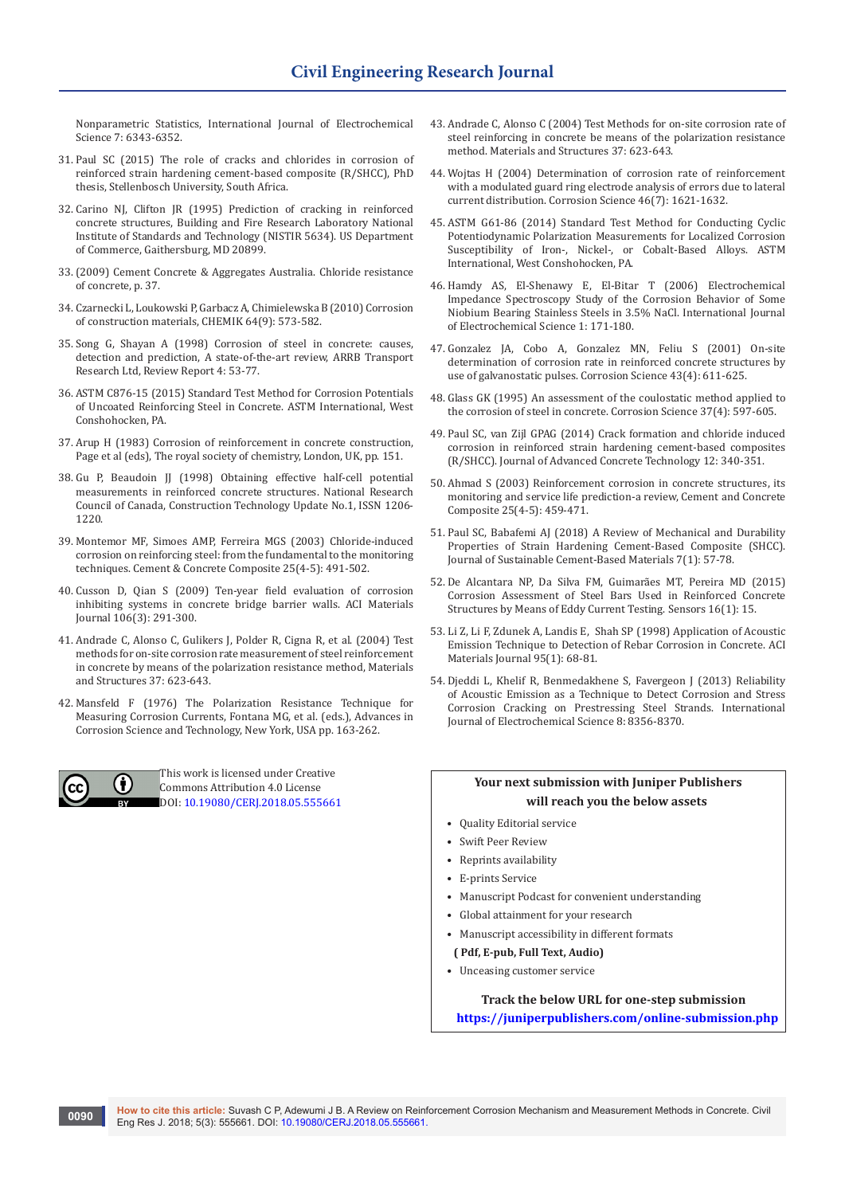Nonparametric Statistics, International Journal of Electrochemical Science 7: 6343-6352.

31. Paul SC (2015) The role of cracks and chlorides in corrosion of reinforced strain hardening cement-based composite (R/SHCC), PhD thesis, Stellenbosch University, South Africa.
32. Carino NJ, Clifton JR (1995) Prediction of cracking in reinforced concrete structures, Building and Fire Research Laboratory National Institute of Standards and Technology (NISTIR 5634). US Department of Commerce, Gaithersburg, MD 20899.
33. (2009) Cement Concrete & Aggregates Australia. Chloride resistance of concrete, p. 37.
34. Czarnecki L, Loukowski P, Garbacz A, Chimielewska B (2010) Corrosion of construction materials, CHEMIK 64(9): 573-582.
35. Song G, Shayan A (1998) Corrosion of steel in concrete: causes, detection and prediction, A state-of-the-art review, ARRB Transport Research Ltd, Review Report 4: 53-77.
36. ASTM C876-15 (2015) Standard Test Method for Corrosion Potentials of Uncoated Reinforcing Steel in Concrete. ASTM International, West Conshohocken, PA.
37. Arup H (1983) Corrosion of reinforcement in concrete construction, Page et al (eds), The royal society of chemistry, London, UK, pp. 151.
38. Gu P, Beaudoin JJ (1998) Obtaining effective half-cell potential measurements in reinforced concrete structures. National Research Council of Canada, Construction Technology Update No.1, ISSN 1206-1220.
39. Montemor MF, Simoes AMP, Ferreira MGS (2003) Chloride-induced corrosion on reinforcing steel: from the fundamental to the monitoring techniques. Cement & Concrete Composite 25(4-5): 491-502.
40. Cusson D, Qian S (2009) Ten-year field evaluation of corrosion inhibiting systems in concrete bridge barrier walls. ACI Materials Journal 106(3): 291-300.
41. Andrade C, Alonso C, Gulikers J, Polder R, Cigna R, et al. (2004) Test methods for on-site corrosion rate measurement of steel reinforcement in concrete by means of the polarization resistance method, Materials and Structures 37: 623-643.
42. Mansfeld F (1976) The Polarization Resistance Technique for Measuring Corrosion Currents, Fontana MG, et al. (eds.), Advances in Corrosion Science and Technology, New York, USA pp. 163-262.
43. Andrade C, Alonso C (2004) Test Methods for on-site corrosion rate of steel reinforcing in concrete be means of the polarization resistance method. Materials and Structures 37: 623-643.
44. Wojtas H (2004) Determination of corrosion rate of reinforcement with a modulated guard ring electrode analysis of errors due to lateral current distribution. Corrosion Science 46(7): 1621-1632.
45. ASTM G61-86 (2014) Standard Test Method for Conducting Cyclic Potentiodynamic Polarization Measurements for Localized Corrosion Susceptibility of Iron-, Nickel-, or Cobalt-Based Alloys. ASTM International, West Conshohocken, PA.
46. Hamdy AS, El-Shenawy E, El-Bitar T (2006) Electrochemical Impedance Spectroscopy Study of the Corrosion Behavior of Some Niobium Bearing Stainless Steels in 3.5% NaCl. International Journal of Electrochemical Science 1: 171-180.
47. Gonzalez JA, Cobo A, Gonzalez MN, Feliu S (2001) On-site determination of corrosion rate in reinforced concrete structures by use of galvanostatic pulses. Corrosion Science 43(4): 611-625.
48. Glass GK (1995) An assessment of the coulostatic method applied to the corrosion of steel in concrete. Corrosion Science 37(4): 597-605.
49. Paul SC, van Zijl GPAG (2014) Crack formation and chloride induced corrosion in reinforced strain hardening cement-based composites (R/SHCC). Journal of Advanced Concrete Technology 12: 340-351.
50. Ahmad S (2003) Reinforcement corrosion in concrete structures, its monitoring and service life prediction-a review, Cement and Concrete Composite 25(4-5): 459-471.
51. Paul SC, Babafemi AJ (2018) A Review of Mechanical and Durability Properties of Strain Hardening Cement-Based Composite (SHCC). Journal of Sustainable Cement-Based Materials 7(1): 57-78.
52. De Alcantara NP, Da Silva FM, Guimarães MT, Pereira MD (2015) Corrosion Assessment of Steel Bars Used in Reinforced Concrete Structures by Means of Eddy Current Testing. Sensors 16(1): 15.
53. Li Z, Li F, Zdunek A, Landis E, Shah SP (1998) Application of Acoustic Emission Technique to Detection of Rebar Corrosion in Concrete. ACI Materials Journal 95(1): 68-81.
54. Djeddi L, Khelif R, Benmedakhene S, Favergeon J (2013) Reliability of Acoustic Emission as a Technique to Detect Corrosion and Stress Corrosion Cracking on Prestressing Steel Strands. International Journal of Electrochemical Science 8: 8356-8370.

This work is licensed under Creative Commons Attribution 4.0 License
DOI: 10.19080/CERJ.2018.05.555661

**Your next submission with Juniper Publishers will reach you the below assets**

- Quality Editorial service
- Swift Peer Review
- Reprints availability
- E-prints Service
- Manuscript Podcast for convenient understanding
- Global attainment for your research
- Manuscript accessibility in different formats

**( Pdf, E-pub, Full Text, Audio)**

- Unceasing customer service

**Track the below URL for one-step submission**
**https://juniperpublishers.com/online-submission.php**

How to cite this article: Suvash C P, Adewumi J B. A Review on Reinforcement Corrosion Mechanism and Measurement Methods in Concrete. Civil Eng Res J. 2018; 5(3): 555661. DOI: 10.19080/CERJ.2018.05.555661.